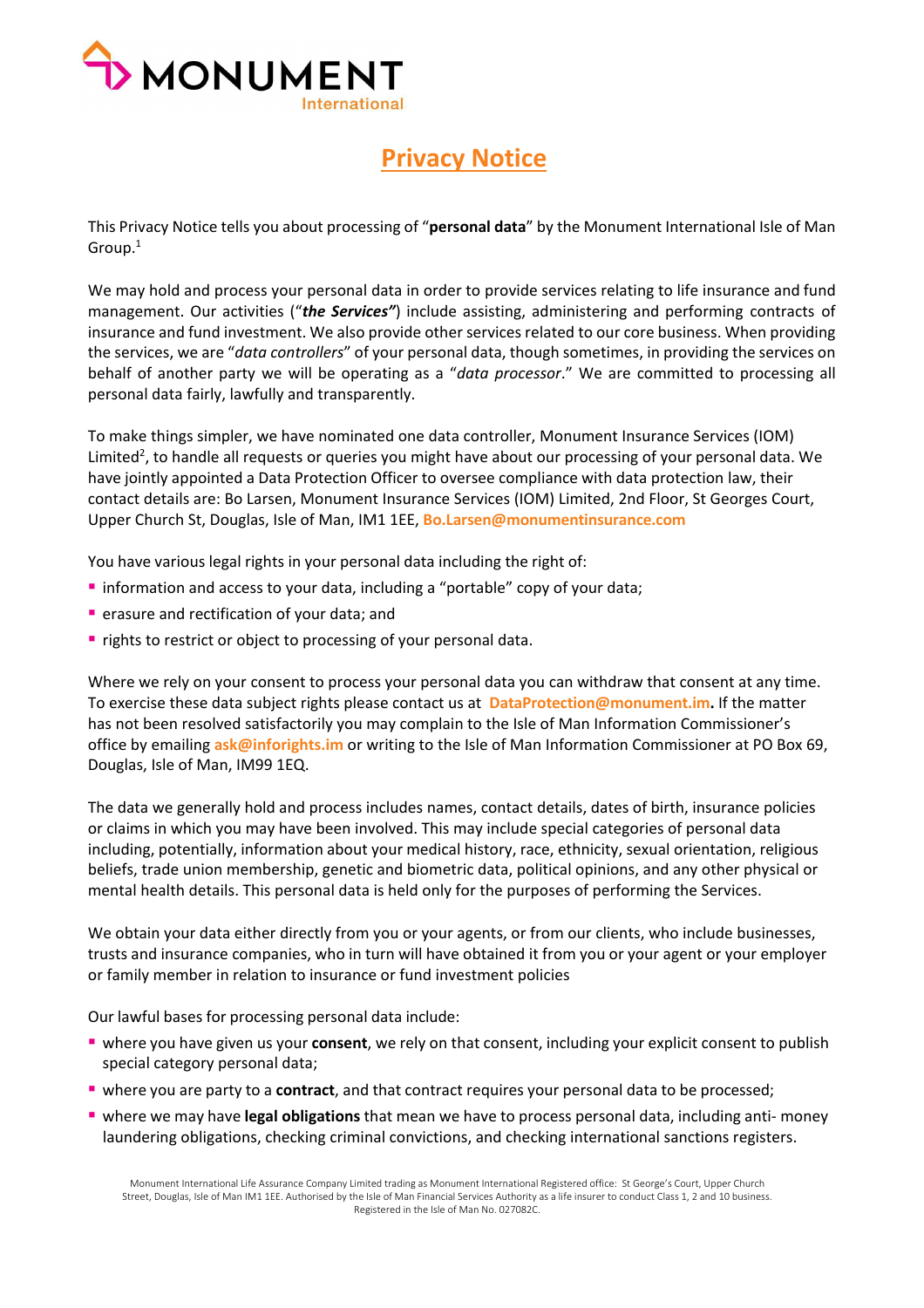MONUMENT International

# Privacy Notice

This Privacy Notice tells you about processing of "**personal data**" by the Monument International Isle of Man Group.[1]

We may hold and process your personal data in order to provide services relating to life insurance and fund management. Our activities ("***the Services"***) include assisting, administering and performing contracts of insurance and fund investment. We also provide other services related to our core business. When providing the services, we are "*data controllers*" of your personal data, though sometimes, in providing the services on behalf of another party we will be operating as a "*data processor*." We are committed to processing all personal data fairly, lawfully and transparently.

To make things simpler, we have nominated one data controller, Monument Insurance Services (IOM) Limited[2], to handle all requests or queries you might have about our processing of your personal data. We have jointly appointed a Data Protection Officer to oversee compliance with data protection law, their contact details are: Bo Larsen, Monument Insurance Services (IOM) Limited, 2nd Floor, St Georges Court, Upper Church St, Douglas, Isle of Man, IM1 1EE, **Bo.Larsen@monumentinsurance.com**

You have various legal rights in your personal data including the right of:

- information and access to your data, including a "portable" copy of your data;
- erasure and rectification of your data; and
- rights to restrict or object to processing of your personal data.

Where we rely on your consent to process your personal data you can withdraw that consent at any time. To exercise these data subject rights please contact us at **DataProtection@monument.im.** If the matter has not been resolved satisfactorily you may complain to the Isle of Man Information Commissioner's office by emailing **ask@inforights.im** or writing to the Isle of Man Information Commissioner at PO Box 69, Douglas, Isle of Man, IM99 1EQ.

The data we generally hold and process includes names, contact details, dates of birth, insurance policies or claims in which you may have been involved. This may include special categories of personal data including, potentially, information about your medical history, race, ethnicity, sexual orientation, religious beliefs, trade union membership, genetic and biometric data, political opinions, and any other physical or mental health details. This personal data is held only for the purposes of performing the Services.

We obtain your data either directly from you or your agents, or from our clients, who include businesses, trusts and insurance companies, who in turn will have obtained it from you or your agent or your employer or family member in relation to insurance or fund investment policies

Our lawful bases for processing personal data include:

- where you have given us your **consent**, we rely on that consent, including your explicit consent to publish special category personal data;
- where you are party to a **contract**, and that contract requires your personal data to be processed;
- where we may have **legal obligations** that mean we have to process personal data, including anti- money laundering obligations, checking criminal convictions, and checking international sanctions registers.

Monument International Life Assurance Company Limited trading as Monument International Registered office: St George's Court, Upper Church Street, Douglas, Isle of Man IM1 1EE. Authorised by the Isle of Man Financial Services Authority as a life insurer to conduct Class 1, 2 and 10 business. Registered in the Isle of Man No. 027082C.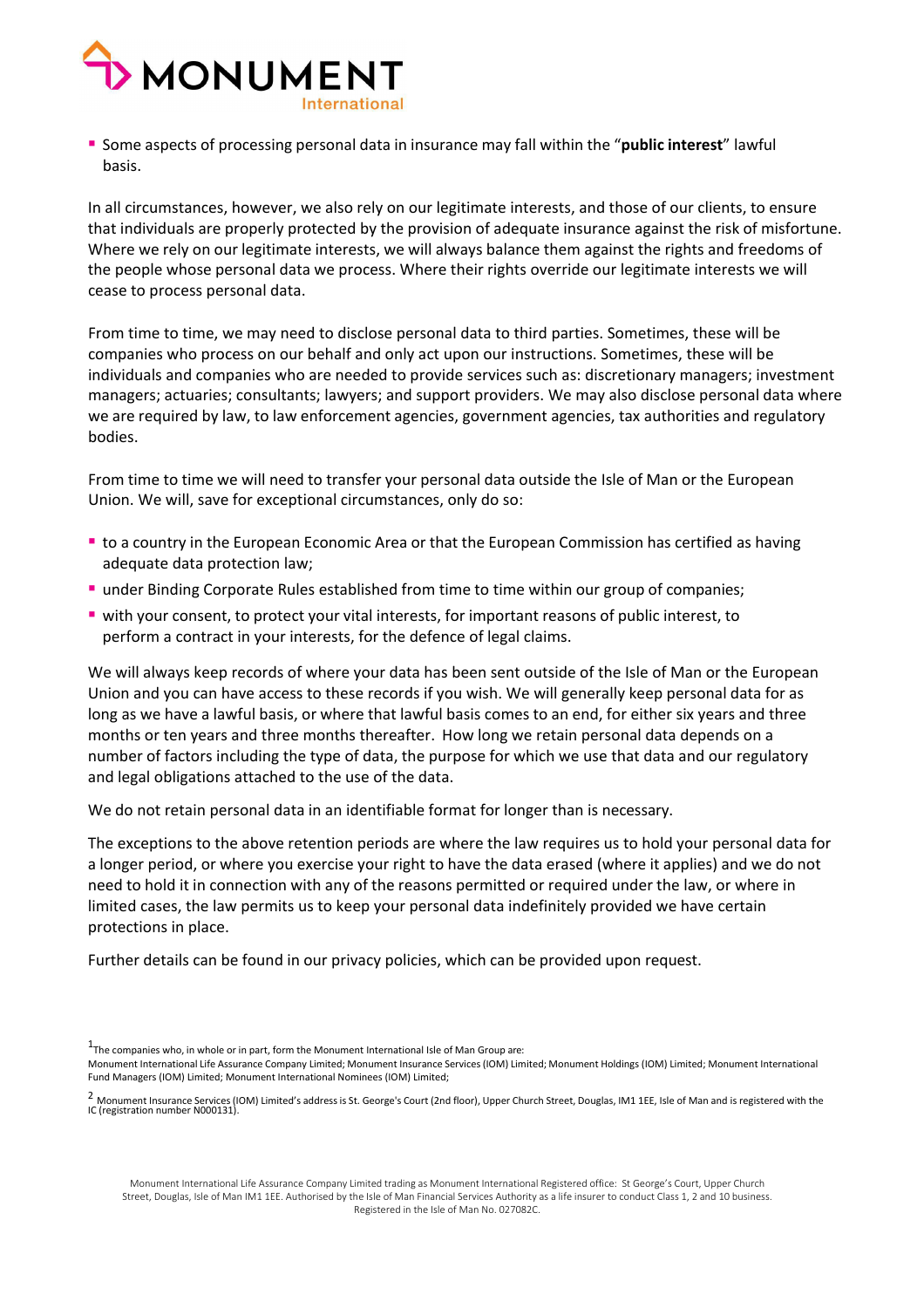- Some aspects of processing personal data in insurance may fall within the "**public interest**" lawful basis.

In all circumstances, however, we also rely on our legitimate interests, and those of our clients, to ensure that individuals are properly protected by the provision of adequate insurance against the risk of misfortune. Where we rely on our legitimate interests, we will always balance them against the rights and freedoms of the people whose personal data we process. Where their rights override our legitimate interests we will cease to process personal data.

From time to time, we may need to disclose personal data to third parties. Sometimes, these will be companies who process on our behalf and only act upon our instructions. Sometimes, these will be individuals and companies who are needed to provide services such as: discretionary managers; investment managers; actuaries; consultants; lawyers; and support providers. We may also disclose personal data where we are required by law, to law enforcement agencies, government agencies, tax authorities and regulatory bodies.

From time to time we will need to transfer your personal data outside the Isle of Man or the European Union. We will, save for exceptional circumstances, only do so:

- to a country in the European Economic Area or that the European Commission has certified as having adequate data protection law;
- under Binding Corporate Rules established from time to time within our group of companies;
- with your consent, to protect your vital interests, for important reasons of public interest, to perform a contract in your interests, for the defence of legal claims.

We will always keep records of where your data has been sent outside of the Isle of Man or the European Union and you can have access to these records if you wish. We will generally keep personal data for as long as we have a lawful basis, or where that lawful basis comes to an end, for either six years and three months or ten years and three months thereafter. How long we retain personal data depends on a number of factors including the type of data, the purpose for which we use that data and our regulatory and legal obligations attached to the use of the data.

We do not retain personal data in an identifiable format for longer than is necessary.

The exceptions to the above retention periods are where the law requires us to hold your personal data for a longer period, or where you exercise your right to have the data erased (where it applies) and we do not need to hold it in connection with any of the reasons permitted or required under the law, or where in limited cases, the law permits us to keep your personal data indefinitely provided we have certain protections in place.

Further details can be found in our privacy policies, which can be provided upon request.

[1] The companies who, in whole or in part, form the Monument International Isle of Man Group are: Monument International Life Assurance Company Limited; Monument Insurance Services (IOM) Limited; Monument Holdings (IOM) Limited; Monument International Fund Managers (IOM) Limited; Monument International Nominees (IOM) Limited;

[2] Monument Insurance Services (IOM) Limited's address is St. George's Court (2nd floor), Upper Church Street, Douglas, IM1 1EE, Isle of Man and is registered with the IC (registration number N000131).

Monument International Life Assurance Company Limited trading as Monument International Registered office: St George's Court, Upper Church Street, Douglas, Isle of Man IM1 1EE. Authorised by the Isle of Man Financial Services Authority as a life insurer to conduct Class 1, 2 and 10 business. Registered in the Isle of Man No. 027082C.